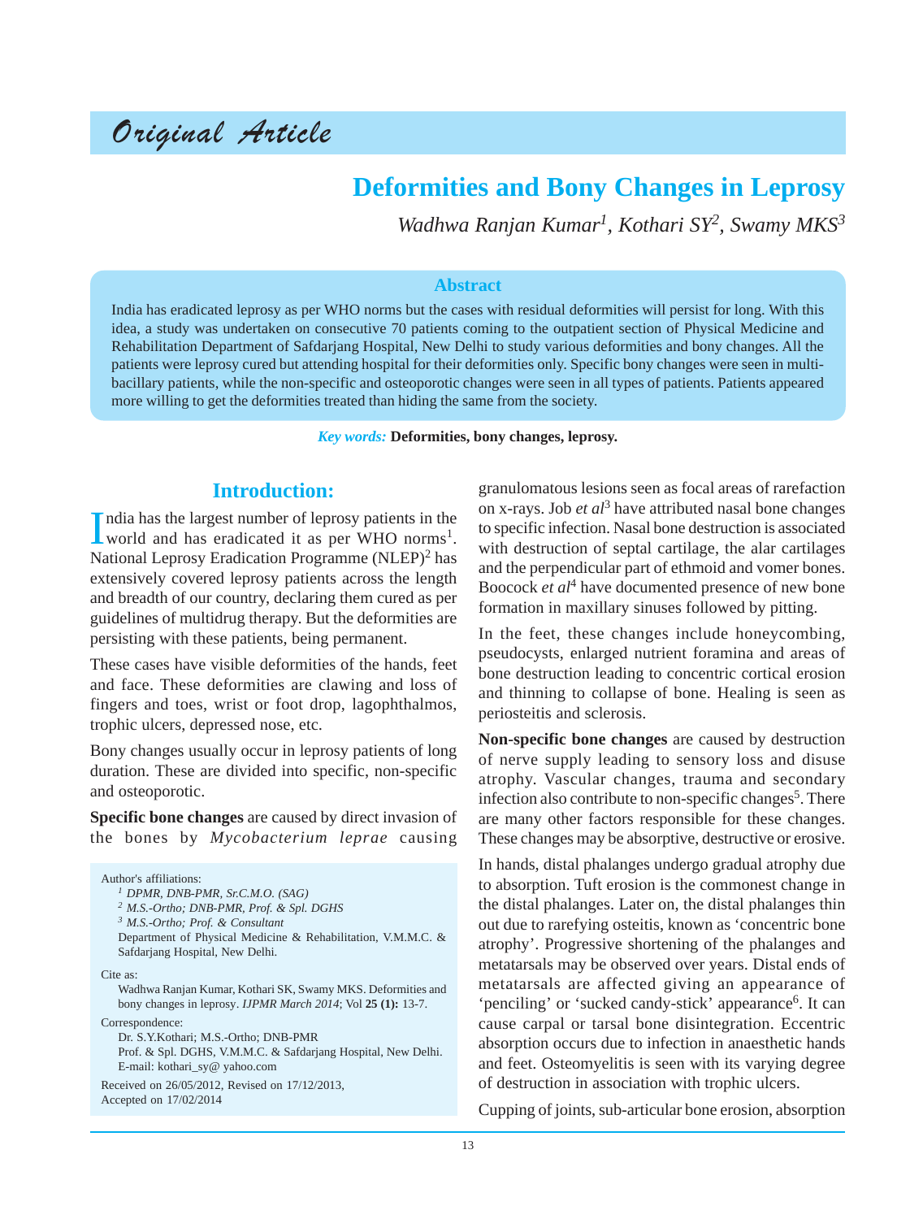*Original Article*

# Deformities and Bony Changes in Leprosy

*Wadhwa Ranjan Kumar[1], Kothari SY[2], Swamy MKS[3]*

## Abstract

India has eradicated leprosy as per WHO norms but the cases with residual deformities will persist for long. With this idea, a study was undertaken on consecutive 70 patients coming to the outpatient section of Physical Medicine and Rehabilitation Department of Safdarjang Hospital, New Delhi to study various deformities and bony changes. All the patients were leprosy cured but attending hospital for their deformities only. Specific bony changes were seen in multi-bacillary patients, while the non-specific and osteoporotic changes were seen in all types of patients. Patients appeared more willing to get the deformities treated than hiding the same from the society.

*Key words:* **Deformities, bony changes, leprosy.**

## Introduction:

India has the largest number of leprosy patients in the world and has eradicated it as per WHO norms[1]. National Leprosy Eradication Programme (NLEP)[2] has extensively covered leprosy patients across the length and breadth of our country, declaring them cured as per guidelines of multidrug therapy. But the deformities are persisting with these patients, being permanent.

These cases have visible deformities of the hands, feet and face. These deformities are clawing and loss of fingers and toes, wrist or foot drop, lagophthalmos, trophic ulcers, depressed nose, etc.

Bony changes usually occur in leprosy patients of long duration. These are divided into specific, non-specific and osteoporotic.

**Specific bone changes** are caused by direct invasion of the bones by *Mycobacterium leprae* causing granulomatous lesions seen as focal areas of rarefaction on x-rays. Job *et al*[3] have attributed nasal bone changes to specific infection. Nasal bone destruction is associated with destruction of septal cartilage, the alar cartilages and the perpendicular part of ethmoid and vomer bones. Boocock *et al*[4] have documented presence of new bone formation in maxillary sinuses followed by pitting.

In the feet, these changes include honeycombing, pseudocysts, enlarged nutrient foramina and areas of bone destruction leading to concentric cortical erosion and thinning to collapse of bone. Healing is seen as periosteitis and sclerosis.

**Non-specific bone changes** are caused by destruction of nerve supply leading to sensory loss and disuse atrophy. Vascular changes, trauma and secondary infection also contribute to non-specific changes[5]. There are many other factors responsible for these changes. These changes may be absorptive, destructive or erosive.

In hands, distal phalanges undergo gradual atrophy due to absorption. Tuft erosion is the commonest change in the distal phalanges. Later on, the distal phalanges thin out due to rarefying osteitis, known as 'concentric bone atrophy'. Progressive shortening of the phalanges and metatarsals may be observed over years. Distal ends of metatarsals are affected giving an appearance of 'penciling' or 'sucked candy-stick' appearance[6]. It can cause carpal or tarsal bone disintegration. Eccentric absorption occurs due to infection in anaesthetic hands and feet. Osteomyelitis is seen with its varying degree of destruction in association with trophic ulcers.

Cupping of joints, sub-articular bone erosion, absorption

---

Author's affiliations:

[1] *DPMR, DNB-PMR, Sr.C.M.O. (SAG)*

[2] *M.S.-Ortho; DNB-PMR, Prof. & Spl. DGHS*

[3] *M.S.-Ortho; Prof. & Consultant*

Department of Physical Medicine & Rehabilitation, V.M.M.C. & Safdarjang Hospital, New Delhi.

Cite as:

Wadhwa Ranjan Kumar, Kothari SK, Swamy MKS. Deformities and bony changes in leprosy. *IJPMR March 2014*; Vol **25 (1):** 13-7.

Correspondence:

Dr. S.Y.Kothari; M.S.-Ortho; DNB-PMR

Prof. & Spl. DGHS, V.M.M.C. & Safdarjang Hospital, New Delhi.

E-mail: kothari_sy@ yahoo.com

Received on 26/05/2012, Revised on 17/12/2013, Accepted on 17/02/2014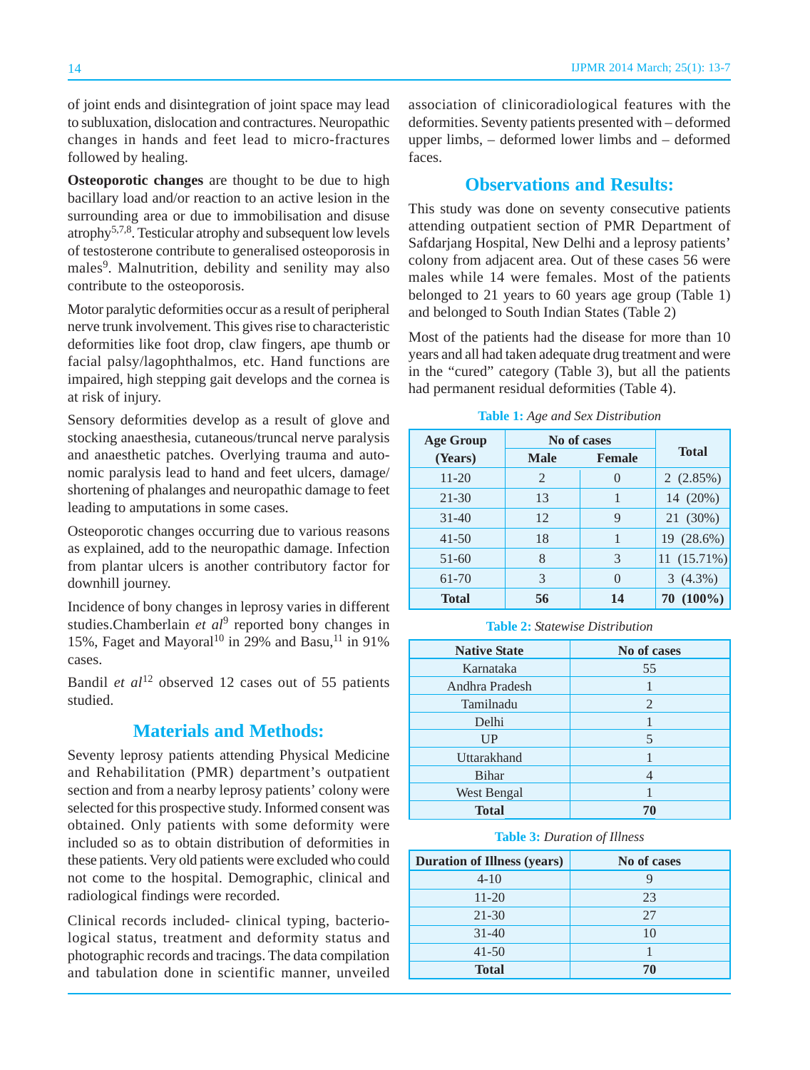of joint ends and disintegration of joint space may lead to subluxation, dislocation and contractures. Neuropathic changes in hands and feet lead to micro-fractures followed by healing.

**Osteoporotic changes** are thought to be due to high bacillary load and/or reaction to an active lesion in the surrounding area or due to immobilisation and disuse atrophy[5,7,8]. Testicular atrophy and subsequent low levels of testosterone contribute to generalised osteoporosis in males[9]. Malnutrition, debility and senility may also contribute to the osteoporosis.

Motor paralytic deformities occur as a result of peripheral nerve trunk involvement. This gives rise to characteristic deformities like foot drop, claw fingers, ape thumb or facial palsy/lagophthalmos, etc. Hand functions are impaired, high stepping gait develops and the cornea is at risk of injury.

Sensory deformities develop as a result of glove and stocking anaesthesia, cutaneous/truncal nerve paralysis and anaesthetic patches. Overlying trauma and autonomic paralysis lead to hand and feet ulcers, damage/shortening of phalanges and neuropathic damage to feet leading to amputations in some cases.

Osteoporotic changes occurring due to various reasons as explained, add to the neuropathic damage. Infection from plantar ulcers is another contributory factor for downhill journey.

Incidence of bony changes in leprosy varies in different studies.Chamberlain *et al*[9] reported bony changes in 15%, Faget and Mayoral[10] in 29% and Basu,[11] in 91% cases.

Bandil *et al*[12] observed 12 cases out of 55 patients studied.

## Materials and Methods:

Seventy leprosy patients attending Physical Medicine and Rehabilitation (PMR) department's outpatient section and from a nearby leprosy patients' colony were selected for this prospective study. Informed consent was obtained. Only patients with some deformity were included so as to obtain distribution of deformities in these patients. Very old patients were excluded who could not come to the hospital. Demographic, clinical and radiological findings were recorded.

Clinical records included- clinical typing, bacteriological status, treatment and deformity status and photographic records and tracings. The data compilation and tabulation done in scientific manner, unveiled association of clinicoradiological features with the deformities. Seventy patients presented with – deformed upper limbs, – deformed lower limbs and – deformed faces.

## Observations and Results:

This study was done on seventy consecutive patients attending outpatient section of PMR Department of Safdarjang Hospital, New Delhi and a leprosy patients' colony from adjacent area. Out of these cases 56 were males while 14 were females. Most of the patients belonged to 21 years to 60 years age group (Table 1) and belonged to South Indian States (Table 2)

Most of the patients had the disease for more than 10 years and all had taken adequate drug treatment and were in the "cured" category (Table 3), but all the patients had permanent residual deformities (Table 4).

**Table 1:** *Age and Sex Distribution*

| Age Group (Years) | No of cases | | Total |
|---|---|---|---|
| | Male | Female | |
| 11-20 | 2 | 0 | 2 (2.85%) |
| 21-30 | 13 | 1 | 14 (20%) |
| 31-40 | 12 | 9 | 21 (30%) |
| 41-50 | 18 | 1 | 19 (28.6%) |
| 51-60 | 8 | 3 | 11 (15.71%) |
| 61-70 | 3 | 0 | 3 (4.3%) |
| **Total** | **56** | **14** | **70 (100%)** |

**Table 2:** *Statewise Distribution*

| Native State | No of cases |
|---|---|
| Karnataka | 55 |
| Andhra Pradesh | 1 |
| Tamilnadu | 2 |
| Delhi | 1 |
| UP | 5 |
| Uttarakhand | 1 |
| Bihar | 4 |
| West Bengal | 1 |
| **Total** | **70** |

**Table 3:** *Duration of Illness*

| Duration of Illness (years) | No of cases |
|---|---|
| 4-10 | 9 |
| 11-20 | 23 |
| 21-30 | 27 |
| 31-40 | 10 |
| 41-50 | 1 |
| **Total** | **70** |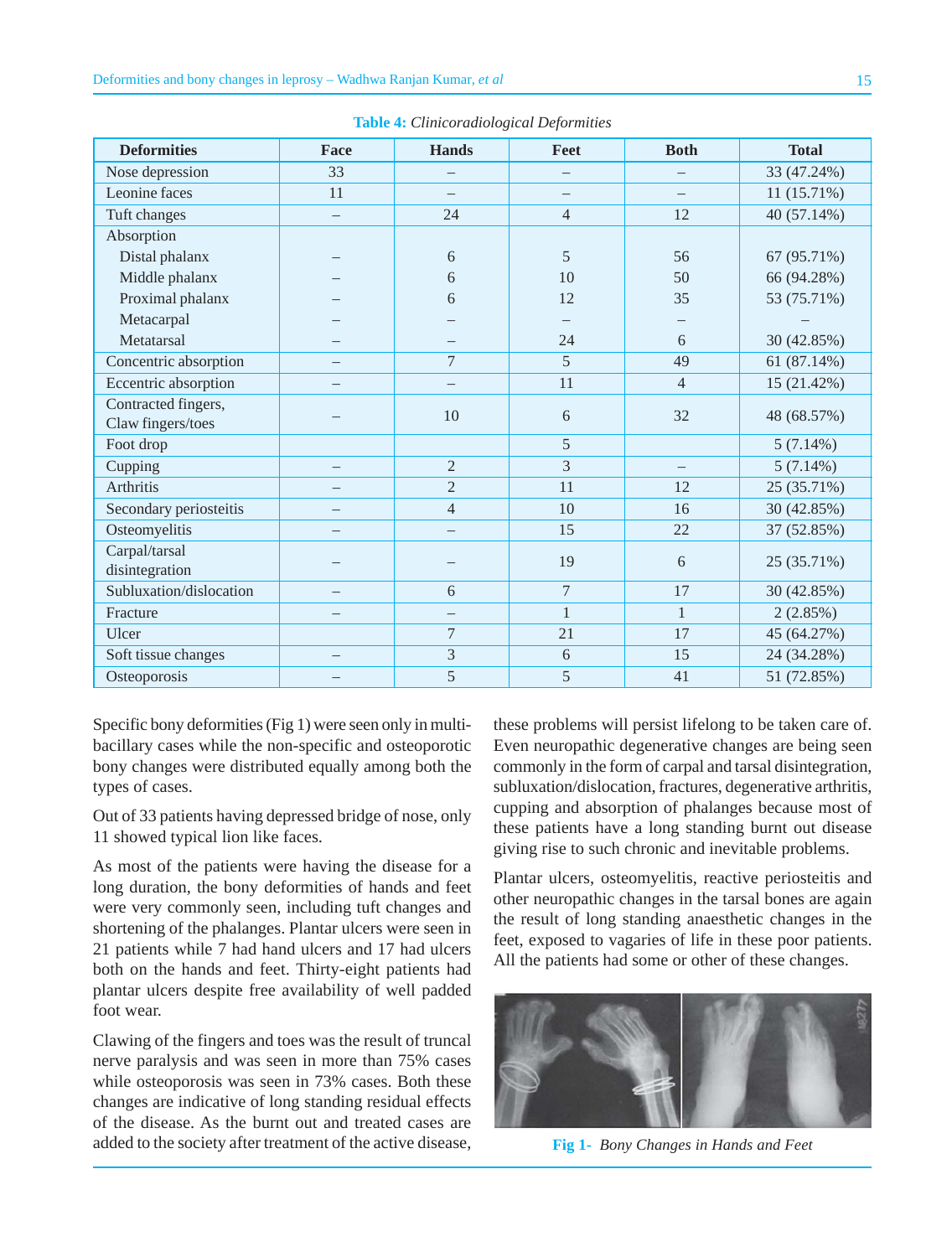**Table 4:** *Clinicoradiological Deformities*

| Deformities | Face | Hands | Feet | Both | Total |
|---|---|---|---|---|---|
| Nose depression | 33 | – | – | – | 33 (47.24%) |
| Leonine faces | 11 | – | – | – | 11 (15.71%) |
| Tuft changes | – | 24 | 4 | 12 | 40 (57.14%) |
| Absorption | | | | | |
| Distal phalanx | – | 6 | 5 | 56 | 67 (95.71%) |
| Middle phalanx | – | 6 | 10 | 50 | 66 (94.28%) |
| Proximal phalanx | – | 6 | 12 | 35 | 53 (75.71%) |
| Metacarpal | – | – | – | – | – |
| Metatarsal | – | – | 24 | 6 | 30 (42.85%) |
| Concentric absorption | – | 7 | 5 | 49 | 61 (87.14%) |
| Eccentric absorption | – | – | 11 | 4 | 15 (21.42%) |
| Contracted fingers, Claw fingers/toes | – | 10 | 6 | 32 | 48 (68.57%) |
| Foot drop | | | 5 | | 5 (7.14%) |
| Cupping | – | 2 | 3 | – | 5 (7.14%) |
| Arthritis | – | 2 | 11 | 12 | 25 (35.71%) |
| Secondary periosteitis | – | 4 | 10 | 16 | 30 (42.85%) |
| Osteomyelitis | – | – | 15 | 22 | 37 (52.85%) |
| Carpal/tarsal disintegration | – | – | 19 | 6 | 25 (35.71%) |
| Subluxation/dislocation | – | 6 | 7 | 17 | 30 (42.85%) |
| Fracture | – | – | 1 | 1 | 2 (2.85%) |
| Ulcer | | 7 | 21 | 17 | 45 (64.27%) |
| Soft tissue changes | – | 3 | 6 | 15 | 24 (34.28%) |
| Osteoporosis | – | 5 | 5 | 41 | 51 (72.85%) |

Specific bony deformities (Fig 1) were seen only in multibacillary cases while the non-specific and osteoporotic bony changes were distributed equally among both the types of cases.

Out of 33 patients having depressed bridge of nose, only 11 showed typical lion like faces.

As most of the patients were having the disease for a long duration, the bony deformities of hands and feet were very commonly seen, including tuft changes and shortening of the phalanges. Plantar ulcers were seen in 21 patients while 7 had hand ulcers and 17 had ulcers both on the hands and feet. Thirty-eight patients had plantar ulcers despite free availability of well padded foot wear.

Clawing of the fingers and toes was the result of truncal nerve paralysis and was seen in more than 75% cases while osteoporosis was seen in 73% cases. Both these changes are indicative of long standing residual effects of the disease. As the burnt out and treated cases are added to the society after treatment of the active disease, these problems will persist lifelong to be taken care of. Even neuropathic degenerative changes are being seen commonly in the form of carpal and tarsal disintegration, subluxation/dislocation, fractures, degenerative arthritis, cupping and absorption of phalanges because most of these patients have a long standing burnt out disease giving rise to such chronic and inevitable problems.

Plantar ulcers, osteomyelitis, reactive periosteitis and other neuropathic changes in the tarsal bones are again the result of long standing anaesthetic changes in the feet, exposed to vagaries of life in these poor patients. All the patients had some or other of these changes.

**Fig 1-** *Bony Changes in Hands and Feet*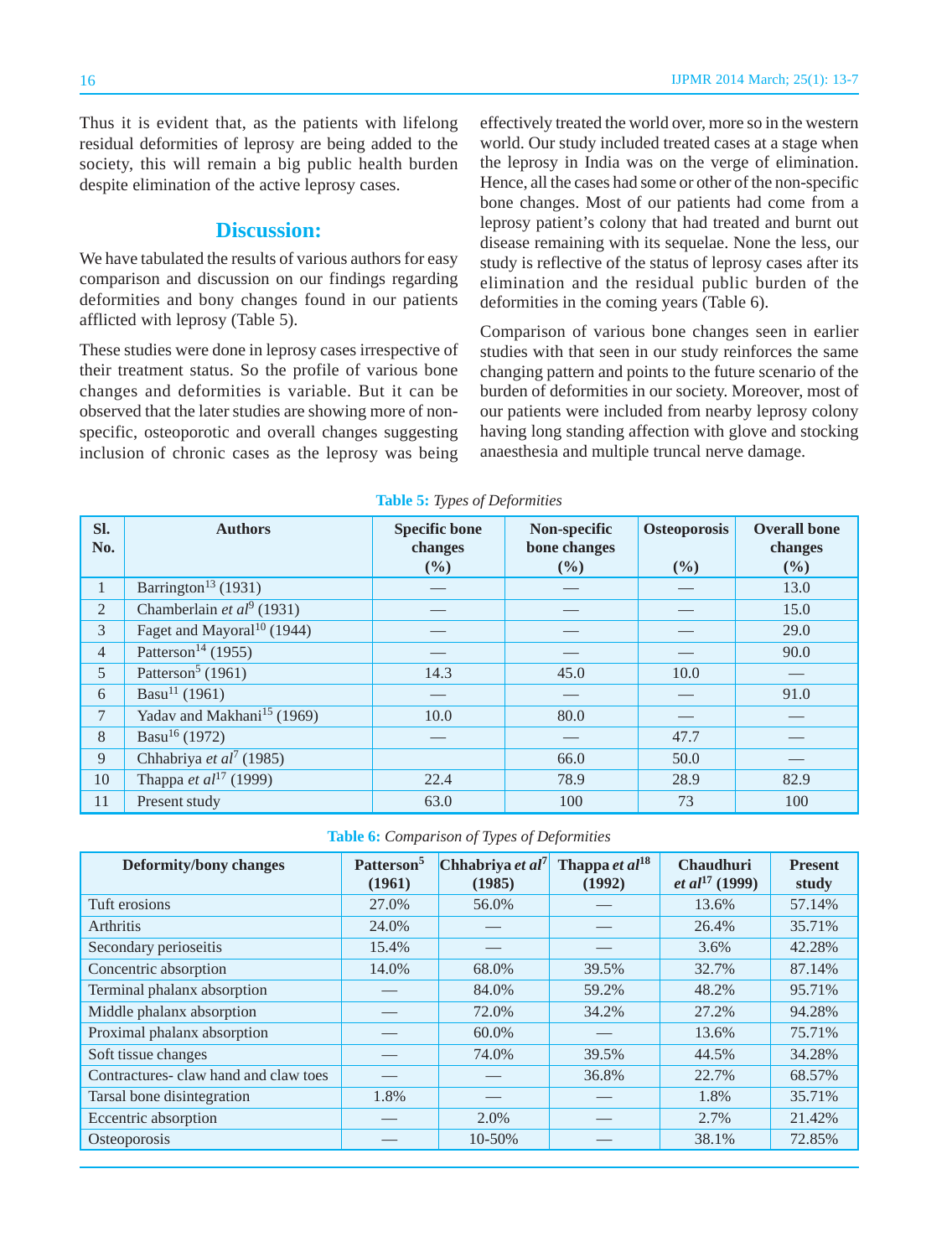Thus it is evident that, as the patients with lifelong residual deformities of leprosy are being added to the society, this will remain a big public health burden despite elimination of the active leprosy cases.

## Discussion:

We have tabulated the results of various authors for easy comparison and discussion on our findings regarding deformities and bony changes found in our patients afflicted with leprosy (Table 5).

These studies were done in leprosy cases irrespective of their treatment status. So the profile of various bone changes and deformities is variable. But it can be observed that the later studies are showing more of non-specific, osteoporotic and overall changes suggesting inclusion of chronic cases as the leprosy was being effectively treated the world over, more so in the western world. Our study included treated cases at a stage when the leprosy in India was on the verge of elimination. Hence, all the cases had some or other of the non-specific bone changes. Most of our patients had come from a leprosy patient's colony that had treated and burnt out disease remaining with its sequelae. None the less, our study is reflective of the status of leprosy cases after its elimination and the residual public burden of the deformities in the coming years (Table 6).

Comparison of various bone changes seen in earlier studies with that seen in our study reinforces the same changing pattern and points to the future scenario of the burden of deformities in our society. Moreover, most of our patients were included from nearby leprosy colony having long standing affection with glove and stocking anaesthesia and multiple truncal nerve damage.

**Table 5:** *Types of Deformities*

| Sl. No. | Authors | Specific bone changes (%) | Non-specific bone changes (%) | Osteoporosis (%) | Overall bone changes (%) |
|---|---|---|---|---|---|
| 1 | Barrington[13] (1931) | — | — | — | 13.0 |
| 2 | Chamberlain *et al*[9] (1931) | — | — | — | 15.0 |
| 3 | Faget and Mayoral[10] (1944) | — | — | — | 29.0 |
| 4 | Patterson[14] (1955) | — | — | — | 90.0 |
| 5 | Patterson[5] (1961) | 14.3 | 45.0 | 10.0 | — |
| 6 | Basu[11] (1961) | — | — | — | 91.0 |
| 7 | Yadav and Makhani[15] (1969) | 10.0 | 80.0 | — | — |
| 8 | Basu[16] (1972) | — | — | 47.7 | — |
| 9 | Chhabriya *et al*[7] (1985) | | 66.0 | 50.0 | — |
| 10 | Thappa *et al*[17] (1999) | 22.4 | 78.9 | 28.9 | 82.9 |
| 11 | Present study | 63.0 | 100 | 73 | 100 |

**Table 6:** *Comparison of Types of Deformities*

| Deformity/bony changes | Patterson[5] (1961) | Chhabriya *et al*[7] (1985) | Thappa *et al*[18] (1992) | Chaudhuri *et al*[17] (1999) | Present study |
|---|---|---|---|---|---|
| Tuft erosions | 27.0% | 56.0% | — | 13.6% | 57.14% |
| Arthritis | 24.0% | — | — | 26.4% | 35.71% |
| Secondary perioseitis | 15.4% | — | — | 3.6% | 42.28% |
| Concentric absorption | 14.0% | 68.0% | 39.5% | 32.7% | 87.14% |
| Terminal phalanx absorption | — | 84.0% | 59.2% | 48.2% | 95.71% |
| Middle phalanx absorption | — | 72.0% | 34.2% | 27.2% | 94.28% |
| Proximal phalanx absorption | — | 60.0% | — | 13.6% | 75.71% |
| Soft tissue changes | — | 74.0% | 39.5% | 44.5% | 34.28% |
| Contractures- claw hand and claw toes | — | — | 36.8% | 22.7% | 68.57% |
| Tarsal bone disintegration | 1.8% | — | — | 1.8% | 35.71% |
| Eccentric absorption | — | 2.0% | — | 2.7% | 21.42% |
| Osteoporosis | — | 10-50% | — | 38.1% | 72.85% |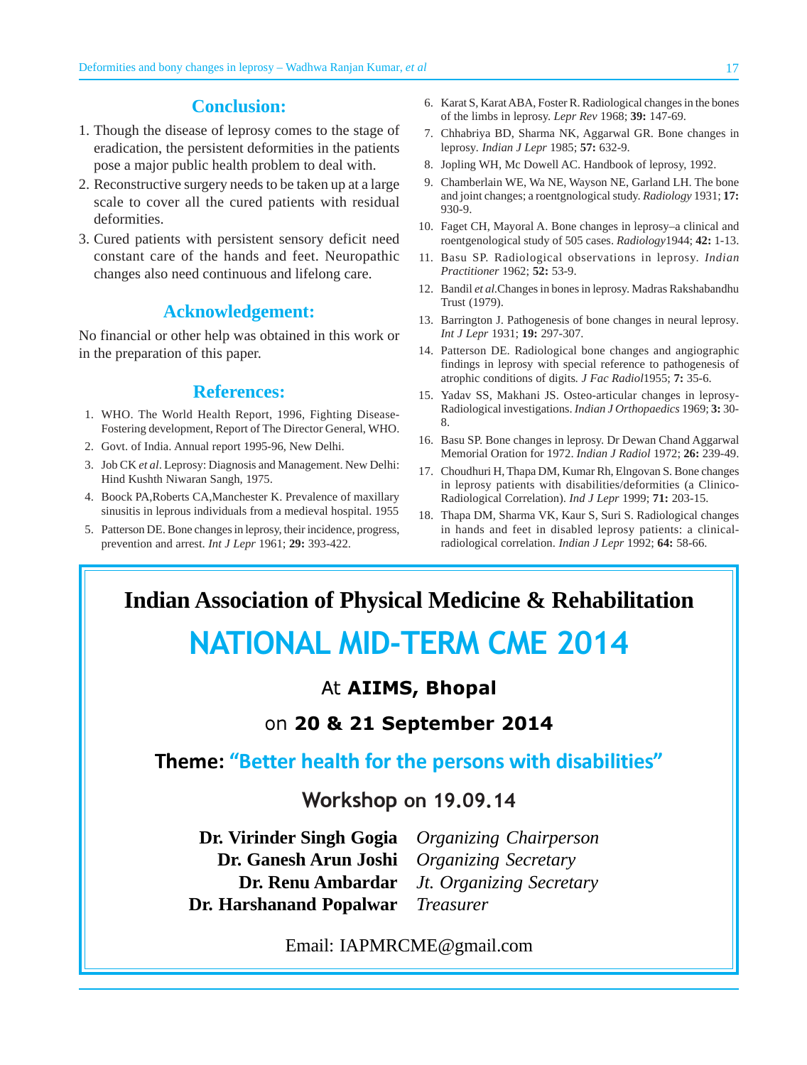## Conclusion:

1. Though the disease of leprosy comes to the stage of eradication, the persistent deformities in the patients pose a major public health problem to deal with.
2. Reconstructive surgery needs to be taken up at a large scale to cover all the cured patients with residual deformities.
3. Cured patients with persistent sensory deficit need constant care of the hands and feet. Neuropathic changes also need continuous and lifelong care.

## Acknowledgement:

No financial or other help was obtained in this work or in the preparation of this paper.

## References:

1. WHO. The World Health Report, 1996, Fighting Disease-Fostering development, Report of The Director General, WHO.
2. Govt. of India. Annual report 1995-96, New Delhi.
3. Job CK *et al*. Leprosy: Diagnosis and Management. New Delhi: Hind Kushth Niwaran Sangh, 1975.
4. Boock PA,Roberts CA,Manchester K. Prevalence of maxillary sinusitis in leprous individuals from a medieval hospital. 1955
5. Patterson DE. Bone changes in leprosy, their incidence, progress, prevention and arrest. *Int J Lepr* 1961; **29:** 393-422.
6. Karat S, Karat ABA, Foster R. Radiological changes in the bones of the limbs in leprosy. *Lepr Rev* 1968; **39:** 147-69.
7. Chhabriya BD, Sharma NK, Aggarwal GR. Bone changes in leprosy. *Indian J Lepr* 1985; **57:** 632-9.
8. Jopling WH, Mc Dowell AC. Handbook of leprosy, 1992.
9. Chamberlain WE, Wa NE, Wayson NE, Garland LH. The bone and joint changes; a roentgnological study. *Radiology* 1931; **17:** 930-9.
10. Faget CH, Mayoral A. Bone changes in leprosy–a clinical and roentgenological study of 505 cases. *Radiology*1944; **42:** 1-13.
11. Basu SP. Radiological observations in leprosy. *Indian Practitioner* 1962; **52:** 53-9.
12. Bandil *et al.*Changes in bones in leprosy. Madras Rakshabandhu Trust (1979).
13. Barrington J. Pathogenesis of bone changes in neural leprosy. *Int J Lepr* 1931; **19:** 297-307.
14. Patterson DE. Radiological bone changes and angiographic findings in leprosy with special reference to pathogenesis of atrophic conditions of digits. *J Fac Radiol*1955; **7:** 35-6.
15. Yadav SS, Makhani JS. Osteo-articular changes in leprosy-Radiological investigations. *Indian J Orthopaedics* 1969; **3:** 30-8.
16. Basu SP. Bone changes in leprosy. Dr Dewan Chand Aggarwal Memorial Oration for 1972. *Indian J Radiol* 1972; **26:** 239-49.
17. Choudhuri H, Thapa DM, Kumar Rh, Elngovan S. Bone changes in leprosy patients with disabilities/deformities (a Clinico-Radiological Correlation). *Ind J Lepr* 1999; **71:** 203-15.
18. Thapa DM, Sharma VK, Kaur S, Suri S. Radiological changes in hands and feet in disabled leprosy patients: a clinical-radiological correlation. *Indian J Lepr* 1992; **64:** 58-66.

---

**Indian Association of Physical Medicine & Rehabilitation**

# NATIONAL MID-TERM CME 2014

At **AIIMS, Bhopal**

on **20 & 21 September 2014**

**Theme:** **"Better health for the persons with disabilities"**

**Workshop on 19.09.14**

**Dr. Virinder Singh Gogia** *Organizing Chairperson*
**Dr. Ganesh Arun Joshi** *Organizing Secretary*
**Dr. Renu Ambardar** *Jt. Organizing Secretary*
**Dr. Harshanand Popalwar** *Treasurer*

Email: IAPMRCME@gmail.com